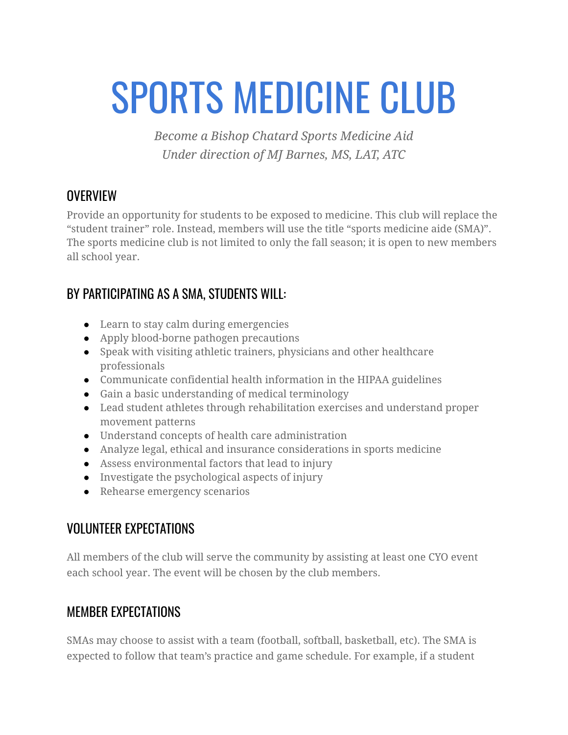# SPORTS MEDICINE CLUB

*Become a Bishop Chatard Sports Medicine Aid*
*Under direction of MJ Barnes, MS, LAT, ATC*

## OVERVIEW

Provide an opportunity for students to be exposed to medicine. This club will replace the "student trainer" role. Instead, members will use the title "sports medicine aide (SMA)". The sports medicine club is not limited to only the fall season; it is open to new members all school year.

## BY PARTICIPATING AS A SMA, STUDENTS WILL:

- Learn to stay calm during emergencies
- Apply blood-borne pathogen precautions
- Speak with visiting athletic trainers, physicians and other healthcare professionals
- Communicate confidential health information in the HIPAA guidelines
- Gain a basic understanding of medical terminology
- Lead student athletes through rehabilitation exercises and understand proper movement patterns
- Understand concepts of health care administration
- Analyze legal, ethical and insurance considerations in sports medicine
- Assess environmental factors that lead to injury
- Investigate the psychological aspects of injury
- Rehearse emergency scenarios

## VOLUNTEER EXPECTATIONS

All members of the club will serve the community by assisting at least one CYO event each school year. The event will be chosen by the club members.

## MEMBER EXPECTATIONS

SMAs may choose to assist with a team (football, softball, basketball, etc). The SMA is expected to follow that team's practice and game schedule. For example, if a student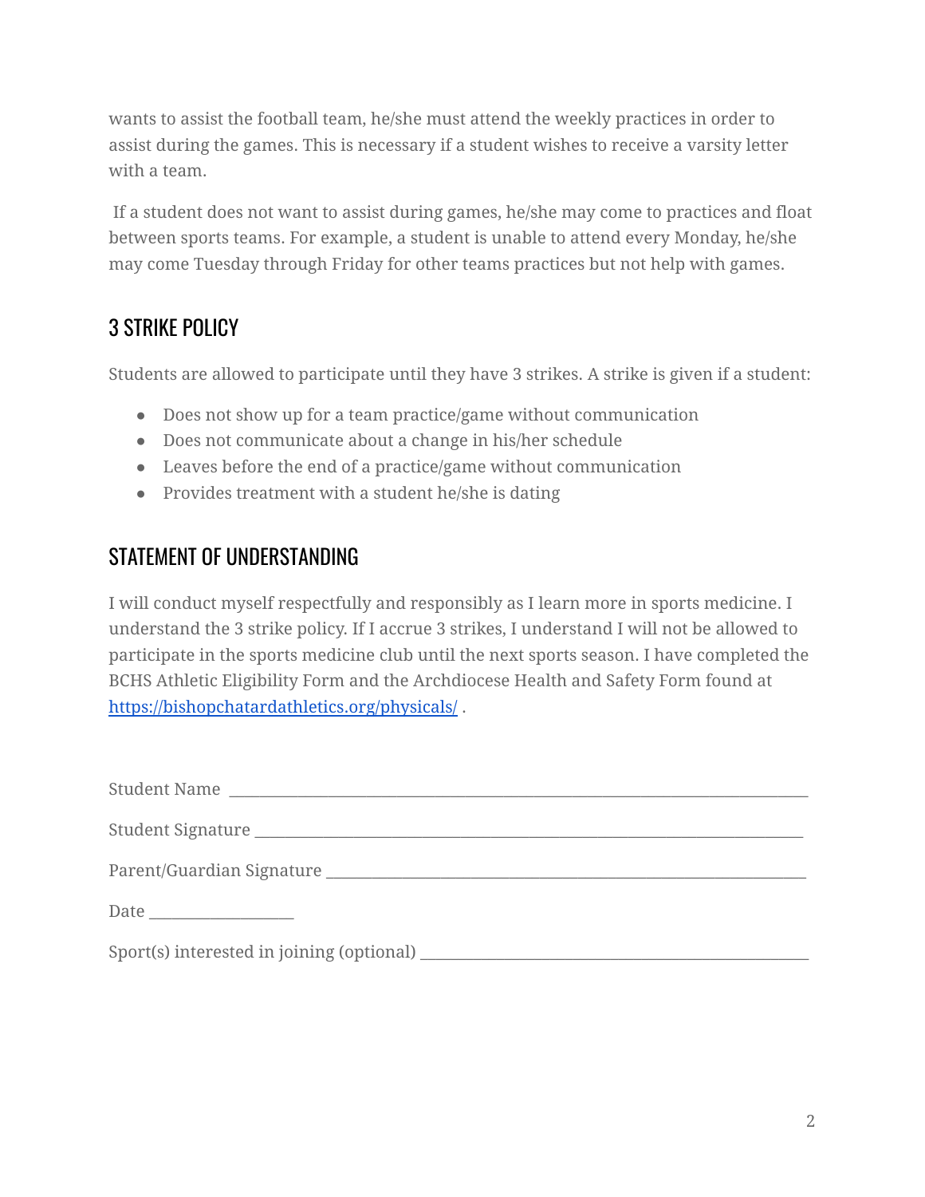wants to assist the football team, he/she must attend the weekly practices in order to assist during the games. This is necessary if a student wishes to receive a varsity letter with a team.

If a student does not want to assist during games, he/she may come to practices and float between sports teams. For example, a student is unable to attend every Monday, he/she may come Tuesday through Friday for other teams practices but not help with games.

## 3 STRIKE POLICY

Students are allowed to participate until they have 3 strikes. A strike is given if a student:

- Does not show up for a team practice/game without communication
- Does not communicate about a change in his/her schedule
- Leaves before the end of a practice/game without communication
- Provides treatment with a student he/she is dating

## STATEMENT OF UNDERSTANDING

I will conduct myself respectfully and responsibly as I learn more in sports medicine. I understand the 3 strike policy. If I accrue 3 strikes, I understand I will not be allowed to participate in the sports medicine club until the next sports season. I have completed the BCHS Athletic Eligibility Form and the Archdiocese Health and Safety Form found at [https://bishopchatardathletics.org/physicals/](https://bishopchatardathletics.org/physicals/) .

Student Name ______________________________________________________________

Student Signature ___________________________________________________________

Parent/Guardian Signature ____________________________________________________

Date ________________

Sport(s) interested in joining (optional) ______________________________________